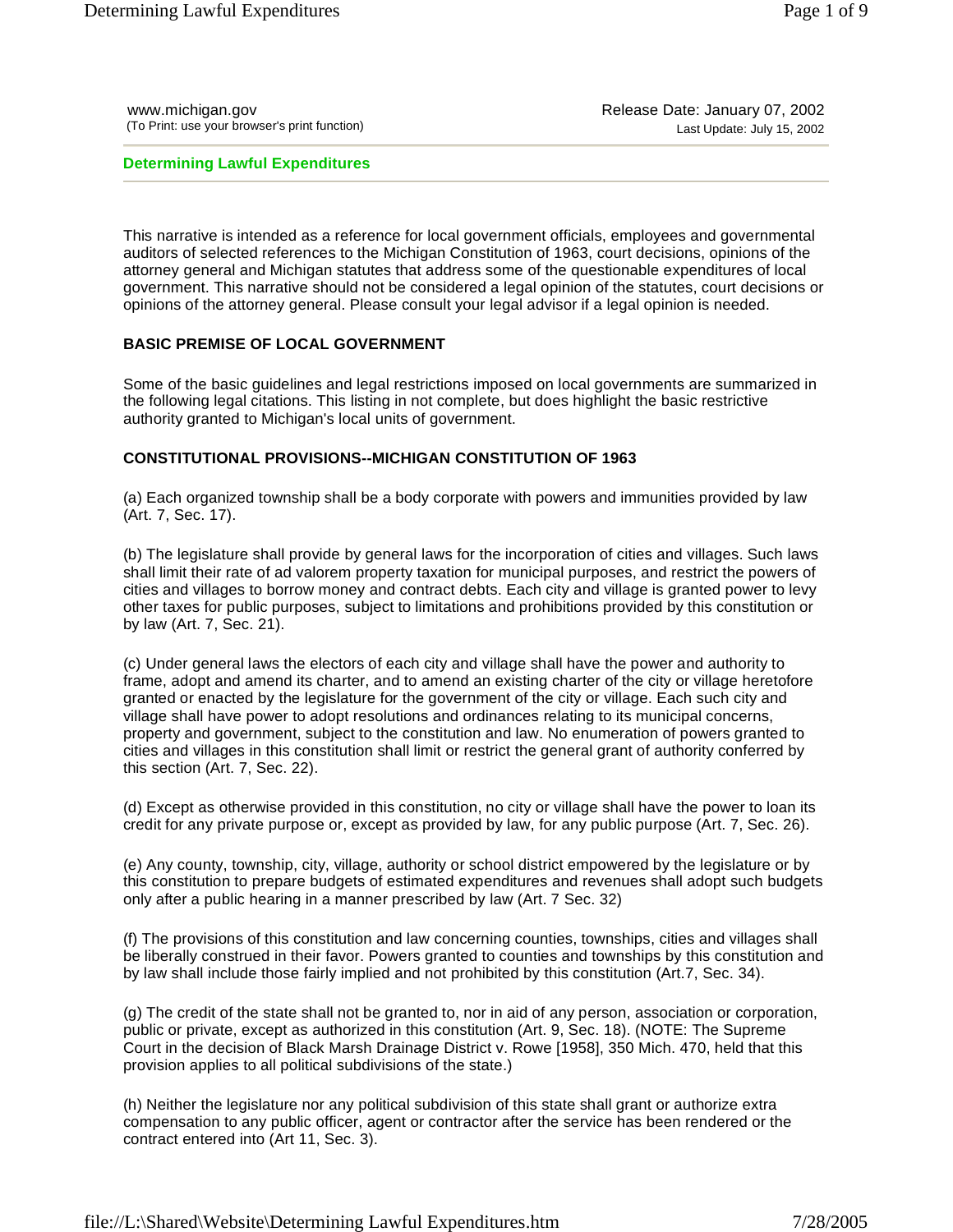www.michigan.gov
(To Print: use your browser's print function)

Release Date: January 07, 2002
Last Update: July 15, 2002

## Determining Lawful Expenditures

This narrative is intended as a reference for local government officials, employees and governmental auditors of selected references to the Michigan Constitution of 1963, court decisions, opinions of the attorney general and Michigan statutes that address some of the questionable expenditures of local government. This narrative should not be considered a legal opinion of the statutes, court decisions or opinions of the attorney general. Please consult your legal advisor if a legal opinion is needed.

### BASIC PREMISE OF LOCAL GOVERNMENT

Some of the basic guidelines and legal restrictions imposed on local governments are summarized in the following legal citations. This listing in not complete, but does highlight the basic restrictive authority granted to Michigan's local units of government.

### CONSTITUTIONAL PROVISIONS--MICHIGAN CONSTITUTION OF 1963

(a) Each organized township shall be a body corporate with powers and immunities provided by law (Art. 7, Sec. 17).

(b) The legislature shall provide by general laws for the incorporation of cities and villages. Such laws shall limit their rate of ad valorem property taxation for municipal purposes, and restrict the powers of cities and villages to borrow money and contract debts. Each city and village is granted power to levy other taxes for public purposes, subject to limitations and prohibitions provided by this constitution or by law (Art. 7, Sec. 21).

(c) Under general laws the electors of each city and village shall have the power and authority to frame, adopt and amend its charter, and to amend an existing charter of the city or village heretofore granted or enacted by the legislature for the government of the city or village. Each such city and village shall have power to adopt resolutions and ordinances relating to its municipal concerns, property and government, subject to the constitution and law. No enumeration of powers granted to cities and villages in this constitution shall limit or restrict the general grant of authority conferred by this section (Art. 7, Sec. 22).

(d) Except as otherwise provided in this constitution, no city or village shall have the power to loan its credit for any private purpose or, except as provided by law, for any public purpose (Art. 7, Sec. 26).

(e) Any county, township, city, village, authority or school district empowered by the legislature or by this constitution to prepare budgets of estimated expenditures and revenues shall adopt such budgets only after a public hearing in a manner prescribed by law (Art. 7 Sec. 32)

(f) The provisions of this constitution and law concerning counties, townships, cities and villages shall be liberally construed in their favor. Powers granted to counties and townships by this constitution and by law shall include those fairly implied and not prohibited by this constitution (Art.7, Sec. 34).

(g) The credit of the state shall not be granted to, nor in aid of any person, association or corporation, public or private, except as authorized in this constitution (Art. 9, Sec. 18). (NOTE: The Supreme Court in the decision of Black Marsh Drainage District v. Rowe [1958], 350 Mich. 470, held that this provision applies to all political subdivisions of the state.)

(h) Neither the legislature nor any political subdivision of this state shall grant or authorize extra compensation to any public officer, agent or contractor after the service has been rendered or the contract entered into (Art 11, Sec. 3).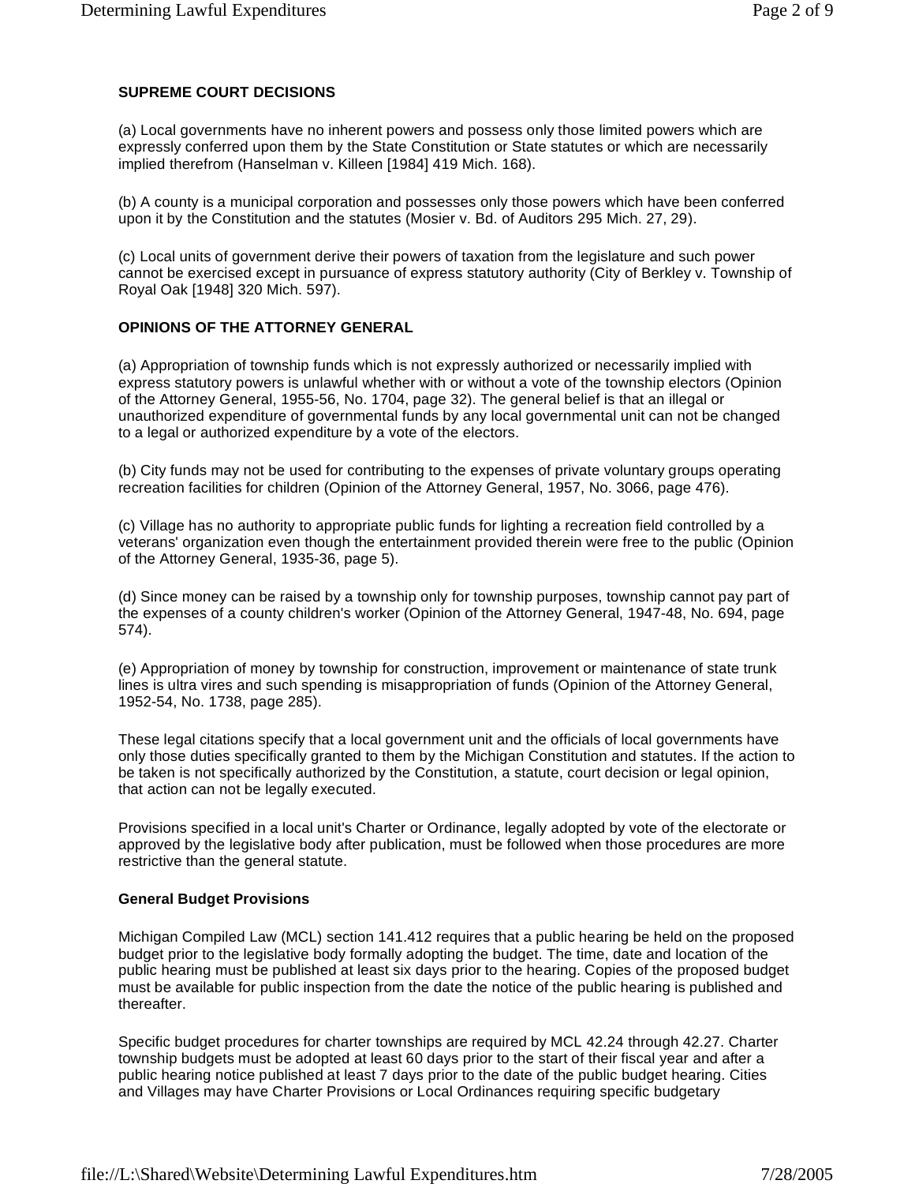**SUPREME COURT DECISIONS**

(a) Local governments have no inherent powers and possess only those limited powers which are expressly conferred upon them by the State Constitution or State statutes or which are necessarily implied therefrom (Hanselman v. Killeen [1984] 419 Mich. 168).

(b) A county is a municipal corporation and possesses only those powers which have been conferred upon it by the Constitution and the statutes (Mosier v. Bd. of Auditors 295 Mich. 27, 29).

(c) Local units of government derive their powers of taxation from the legislature and such power cannot be exercised except in pursuance of express statutory authority (City of Berkley v. Township of Royal Oak [1948] 320 Mich. 597).

**OPINIONS OF THE ATTORNEY GENERAL**

(a) Appropriation of township funds which is not expressly authorized or necessarily implied with express statutory powers is unlawful whether with or without a vote of the township electors (Opinion of the Attorney General, 1955-56, No. 1704, page 32). The general belief is that an illegal or unauthorized expenditure of governmental funds by any local governmental unit can not be changed to a legal or authorized expenditure by a vote of the electors.

(b) City funds may not be used for contributing to the expenses of private voluntary groups operating recreation facilities for children (Opinion of the Attorney General, 1957, No. 3066, page 476).

(c) Village has no authority to appropriate public funds for lighting a recreation field controlled by a veterans' organization even though the entertainment provided therein were free to the public (Opinion of the Attorney General, 1935-36, page 5).

(d) Since money can be raised by a township only for township purposes, township cannot pay part of the expenses of a county children's worker (Opinion of the Attorney General, 1947-48, No. 694, page 574).

(e) Appropriation of money by township for construction, improvement or maintenance of state trunk lines is ultra vires and such spending is misappropriation of funds (Opinion of the Attorney General, 1952-54, No. 1738, page 285).

These legal citations specify that a local government unit and the officials of local governments have only those duties specifically granted to them by the Michigan Constitution and statutes. If the action to be taken is not specifically authorized by the Constitution, a statute, court decision or legal opinion, that action can not be legally executed.

Provisions specified in a local unit's Charter or Ordinance, legally adopted by vote of the electorate or approved by the legislative body after publication, must be followed when those procedures are more restrictive than the general statute.

**General Budget Provisions**

Michigan Compiled Law (MCL) section 141.412 requires that a public hearing be held on the proposed budget prior to the legislative body formally adopting the budget. The time, date and location of the public hearing must be published at least six days prior to the hearing. Copies of the proposed budget must be available for public inspection from the date the notice of the public hearing is published and thereafter.

Specific budget procedures for charter townships are required by MCL 42.24 through 42.27. Charter township budgets must be adopted at least 60 days prior to the start of their fiscal year and after a public hearing notice published at least 7 days prior to the date of the public budget hearing. Cities and Villages may have Charter Provisions or Local Ordinances requiring specific budgetary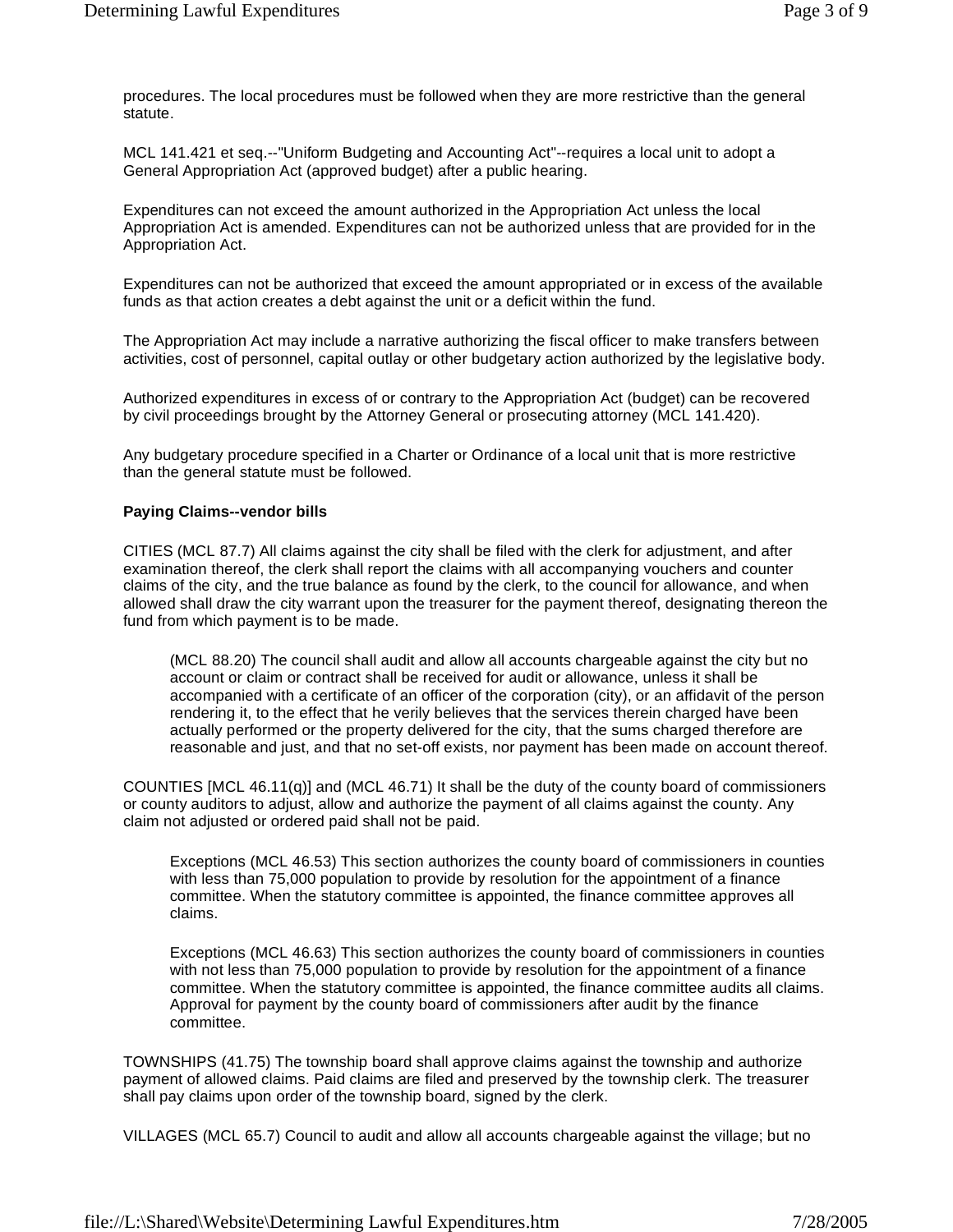procedures. The local procedures must be followed when they are more restrictive than the general statute.

MCL 141.421 et seq.--"Uniform Budgeting and Accounting Act"--requires a local unit to adopt a General Appropriation Act (approved budget) after a public hearing.

Expenditures can not exceed the amount authorized in the Appropriation Act unless the local Appropriation Act is amended. Expenditures can not be authorized unless that are provided for in the Appropriation Act.

Expenditures can not be authorized that exceed the amount appropriated or in excess of the available funds as that action creates a debt against the unit or a deficit within the fund.

The Appropriation Act may include a narrative authorizing the fiscal officer to make transfers between activities, cost of personnel, capital outlay or other budgetary action authorized by the legislative body.

Authorized expenditures in excess of or contrary to the Appropriation Act (budget) can be recovered by civil proceedings brought by the Attorney General or prosecuting attorney (MCL 141.420).

Any budgetary procedure specified in a Charter or Ordinance of a local unit that is more restrictive than the general statute must be followed.

**Paying Claims--vendor bills**

CITIES (MCL 87.7) All claims against the city shall be filed with the clerk for adjustment, and after examination thereof, the clerk shall report the claims with all accompanying vouchers and counter claims of the city, and the true balance as found by the clerk, to the council for allowance, and when allowed shall draw the city warrant upon the treasurer for the payment thereof, designating thereon the fund from which payment is to be made.

> (MCL 88.20) The council shall audit and allow all accounts chargeable against the city but no account or claim or contract shall be received for audit or allowance, unless it shall be accompanied with a certificate of an officer of the corporation (city), or an affidavit of the person rendering it, to the effect that he verily believes that the services therein charged have been actually performed or the property delivered for the city, that the sums charged therefore are reasonable and just, and that no set-off exists, nor payment has been made on account thereof.

COUNTIES [MCL 46.11(q)] and (MCL 46.71) It shall be the duty of the county board of commissioners or county auditors to adjust, allow and authorize the payment of all claims against the county. Any claim not adjusted or ordered paid shall not be paid.

> Exceptions (MCL 46.53) This section authorizes the county board of commissioners in counties with less than 75,000 population to provide by resolution for the appointment of a finance committee. When the statutory committee is appointed, the finance committee approves all claims.
>
> Exceptions (MCL 46.63) This section authorizes the county board of commissioners in counties with not less than 75,000 population to provide by resolution for the appointment of a finance committee. When the statutory committee is appointed, the finance committee audits all claims. Approval for payment by the county board of commissioners after audit by the finance committee.

TOWNSHIPS (41.75) The township board shall approve claims against the township and authorize payment of allowed claims. Paid claims are filed and preserved by the township clerk. The treasurer shall pay claims upon order of the township board, signed by the clerk.

VILLAGES (MCL 65.7) Council to audit and allow all accounts chargeable against the village; but no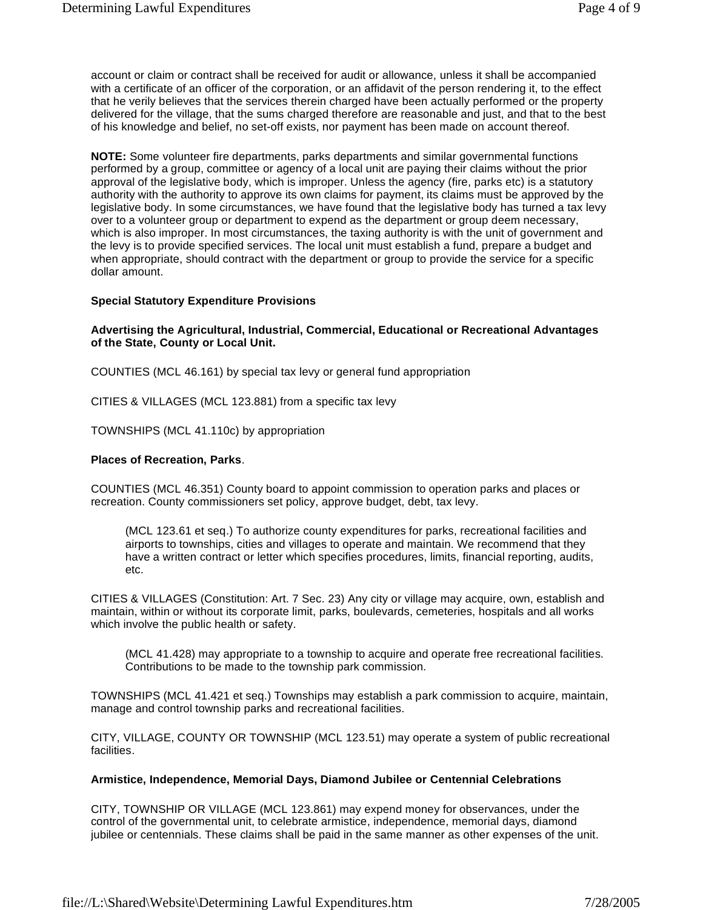account or claim or contract shall be received for audit or allowance, unless it shall be accompanied with a certificate of an officer of the corporation, or an affidavit of the person rendering it, to the effect that he verily believes that the services therein charged have been actually performed or the property delivered for the village, that the sums charged therefore are reasonable and just, and that to the best of his knowledge and belief, no set-off exists, nor payment has been made on account thereof.

**NOTE:** Some volunteer fire departments, parks departments and similar governmental functions performed by a group, committee or agency of a local unit are paying their claims without the prior approval of the legislative body, which is improper. Unless the agency (fire, parks etc) is a statutory authority with the authority to approve its own claims for payment, its claims must be approved by the legislative body. In some circumstances, we have found that the legislative body has turned a tax levy over to a volunteer group or department to expend as the department or group deem necessary, which is also improper. In most circumstances, the taxing authority is with the unit of government and the levy is to provide specified services. The local unit must establish a fund, prepare a budget and when appropriate, should contract with the department or group to provide the service for a specific dollar amount.

**Special Statutory Expenditure Provisions**

**Advertising the Agricultural, Industrial, Commercial, Educational or Recreational Advantages of the State, County or Local Unit.**

COUNTIES (MCL 46.161) by special tax levy or general fund appropriation

CITIES & VILLAGES (MCL 123.881) from a specific tax levy

TOWNSHIPS (MCL 41.110c) by appropriation

**Places of Recreation, Parks**.

COUNTIES (MCL 46.351) County board to appoint commission to operation parks and places or recreation. County commissioners set policy, approve budget, debt, tax levy.

> (MCL 123.61 et seq.) To authorize county expenditures for parks, recreational facilities and airports to townships, cities and villages to operate and maintain. We recommend that they have a written contract or letter which specifies procedures, limits, financial reporting, audits, etc.

CITIES & VILLAGES (Constitution: Art. 7 Sec. 23) Any city or village may acquire, own, establish and maintain, within or without its corporate limit, parks, boulevards, cemeteries, hospitals and all works which involve the public health or safety.

> (MCL 41.428) may appropriate to a township to acquire and operate free recreational facilities. Contributions to be made to the township park commission.

TOWNSHIPS (MCL 41.421 et seq.) Townships may establish a park commission to acquire, maintain, manage and control township parks and recreational facilities.

CITY, VILLAGE, COUNTY OR TOWNSHIP (MCL 123.51) may operate a system of public recreational facilities.

**Armistice, Independence, Memorial Days, Diamond Jubilee or Centennial Celebrations**

CITY, TOWNSHIP OR VILLAGE (MCL 123.861) may expend money for observances, under the control of the governmental unit, to celebrate armistice, independence, memorial days, diamond jubilee or centennials. These claims shall be paid in the same manner as other expenses of the unit.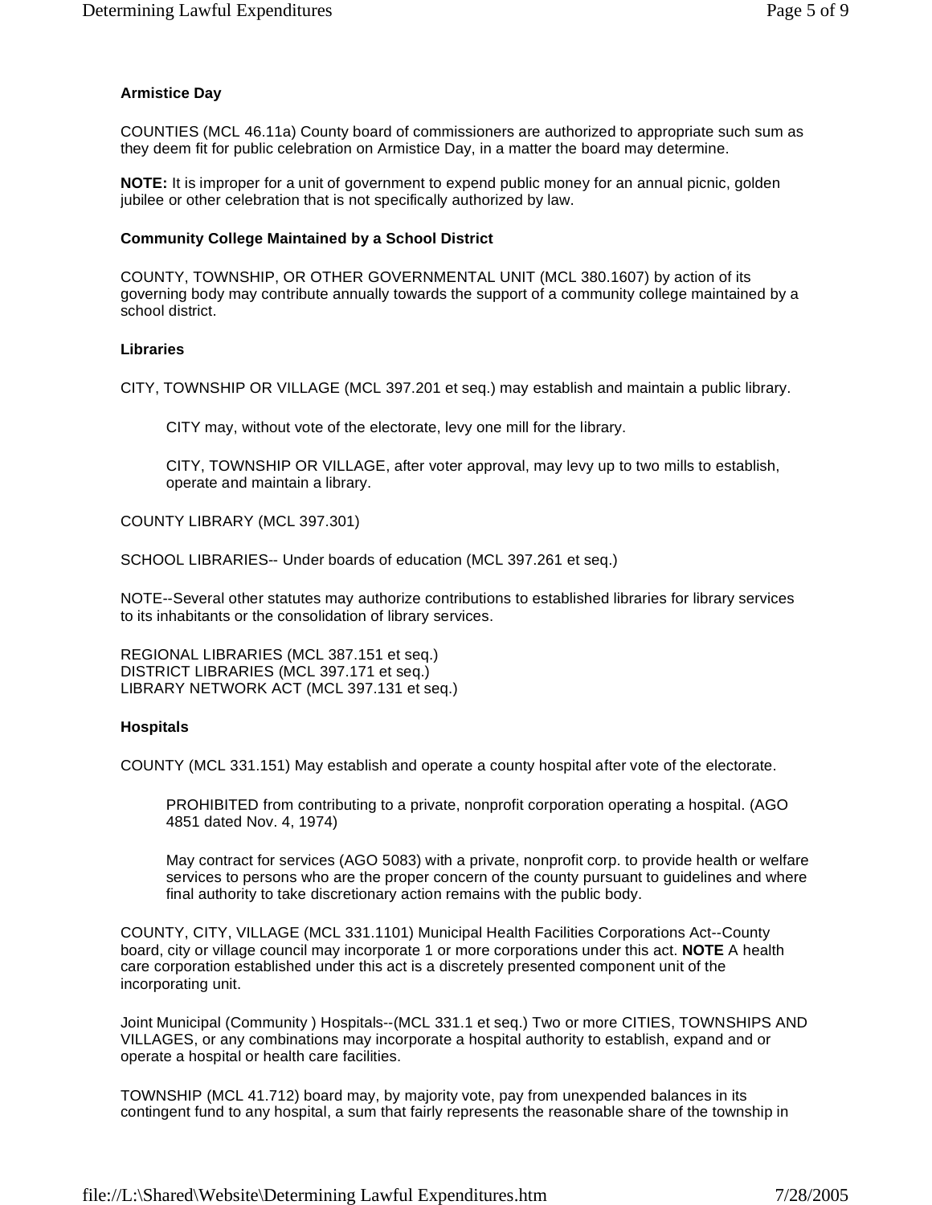**Armistice Day**

COUNTIES (MCL 46.11a) County board of commissioners are authorized to appropriate such sum as they deem fit for public celebration on Armistice Day, in a matter the board may determine.

**NOTE:** It is improper for a unit of government to expend public money for an annual picnic, golden jubilee or other celebration that is not specifically authorized by law.

**Community College Maintained by a School District**

COUNTY, TOWNSHIP, OR OTHER GOVERNMENTAL UNIT (MCL 380.1607) by action of its governing body may contribute annually towards the support of a community college maintained by a school district.

**Libraries**

CITY, TOWNSHIP OR VILLAGE (MCL 397.201 et seq.) may establish and maintain a public library.

> CITY may, without vote of the electorate, levy one mill for the library.
>
> CITY, TOWNSHIP OR VILLAGE, after voter approval, may levy up to two mills to establish, operate and maintain a library.

COUNTY LIBRARY (MCL 397.301)

SCHOOL LIBRARIES-- Under boards of education (MCL 397.261 et seq.)

NOTE--Several other statutes may authorize contributions to established libraries for library services to its inhabitants or the consolidation of library services.

REGIONAL LIBRARIES (MCL 387.151 et seq.)
DISTRICT LIBRARIES (MCL 397.171 et seq.)
LIBRARY NETWORK ACT (MCL 397.131 et seq.)

**Hospitals**

COUNTY (MCL 331.151) May establish and operate a county hospital after vote of the electorate.

> PROHIBITED from contributing to a private, nonprofit corporation operating a hospital. (AGO 4851 dated Nov. 4, 1974)
>
> May contract for services (AGO 5083) with a private, nonprofit corp. to provide health or welfare services to persons who are the proper concern of the county pursuant to guidelines and where final authority to take discretionary action remains with the public body.

COUNTY, CITY, VILLAGE (MCL 331.1101) Municipal Health Facilities Corporations Act--County board, city or village council may incorporate 1 or more corporations under this act. **NOTE** A health care corporation established under this act is a discretely presented component unit of the incorporating unit.

Joint Municipal (Community ) Hospitals--(MCL 331.1 et seq.) Two or more CITIES, TOWNSHIPS AND VILLAGES, or any combinations may incorporate a hospital authority to establish, expand and or operate a hospital or health care facilities.

TOWNSHIP (MCL 41.712) board may, by majority vote, pay from unexpended balances in its contingent fund to any hospital, a sum that fairly represents the reasonable share of the township in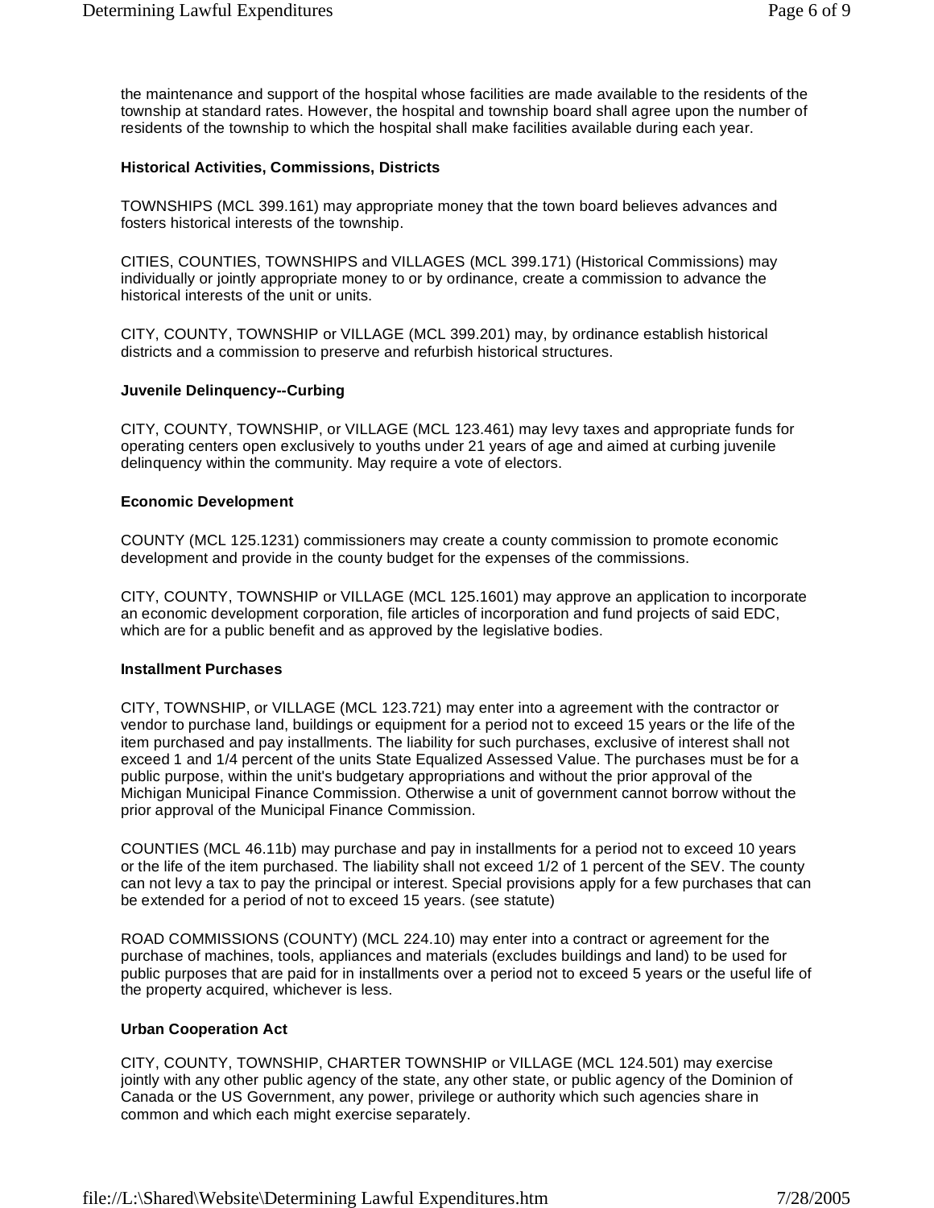the maintenance and support of the hospital whose facilities are made available to the residents of the township at standard rates. However, the hospital and township board shall agree upon the number of residents of the township to which the hospital shall make facilities available during each year.

**Historical Activities, Commissions, Districts**

TOWNSHIPS (MCL 399.161) may appropriate money that the town board believes advances and fosters historical interests of the township.

CITIES, COUNTIES, TOWNSHIPS and VILLAGES (MCL 399.171) (Historical Commissions) may individually or jointly appropriate money to or by ordinance, create a commission to advance the historical interests of the unit or units.

CITY, COUNTY, TOWNSHIP or VILLAGE (MCL 399.201) may, by ordinance establish historical districts and a commission to preserve and refurbish historical structures.

**Juvenile Delinquency--Curbing**

CITY, COUNTY, TOWNSHIP, or VILLAGE (MCL 123.461) may levy taxes and appropriate funds for operating centers open exclusively to youths under 21 years of age and aimed at curbing juvenile delinquency within the community. May require a vote of electors.

**Economic Development**

COUNTY (MCL 125.1231) commissioners may create a county commission to promote economic development and provide in the county budget for the expenses of the commissions.

CITY, COUNTY, TOWNSHIP or VILLAGE (MCL 125.1601) may approve an application to incorporate an economic development corporation, file articles of incorporation and fund projects of said EDC, which are for a public benefit and as approved by the legislative bodies.

**Installment Purchases**

CITY, TOWNSHIP, or VILLAGE (MCL 123.721) may enter into a agreement with the contractor or vendor to purchase land, buildings or equipment for a period not to exceed 15 years or the life of the item purchased and pay installments. The liability for such purchases, exclusive of interest shall not exceed 1 and 1/4 percent of the units State Equalized Assessed Value. The purchases must be for a public purpose, within the unit's budgetary appropriations and without the prior approval of the Michigan Municipal Finance Commission. Otherwise a unit of government cannot borrow without the prior approval of the Municipal Finance Commission.

COUNTIES (MCL 46.11b) may purchase and pay in installments for a period not to exceed 10 years or the life of the item purchased. The liability shall not exceed 1/2 of 1 percent of the SEV. The county can not levy a tax to pay the principal or interest. Special provisions apply for a few purchases that can be extended for a period of not to exceed 15 years. (see statute)

ROAD COMMISSIONS (COUNTY) (MCL 224.10) may enter into a contract or agreement for the purchase of machines, tools, appliances and materials (excludes buildings and land) to be used for public purposes that are paid for in installments over a period not to exceed 5 years or the useful life of the property acquired, whichever is less.

**Urban Cooperation Act**

CITY, COUNTY, TOWNSHIP, CHARTER TOWNSHIP or VILLAGE (MCL 124.501) may exercise jointly with any other public agency of the state, any other state, or public agency of the Dominion of Canada or the US Government, any power, privilege or authority which such agencies share in common and which each might exercise separately.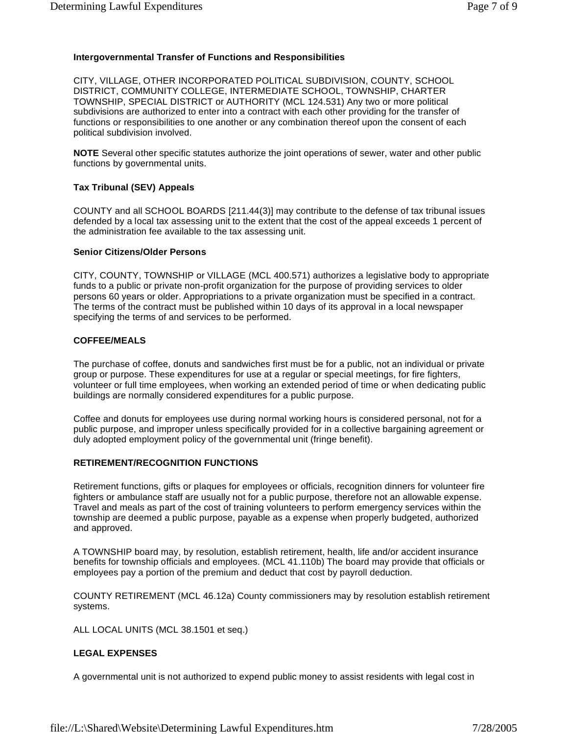**Intergovernmental Transfer of Functions and Responsibilities**

CITY, VILLAGE, OTHER INCORPORATED POLITICAL SUBDIVISION, COUNTY, SCHOOL DISTRICT, COMMUNITY COLLEGE, INTERMEDIATE SCHOOL, TOWNSHIP, CHARTER TOWNSHIP, SPECIAL DISTRICT or AUTHORITY (MCL 124.531) Any two or more political subdivisions are authorized to enter into a contract with each other providing for the transfer of functions or responsibilities to one another or any combination thereof upon the consent of each political subdivision involved.

**NOTE** Several other specific statutes authorize the joint operations of sewer, water and other public functions by governmental units.

**Tax Tribunal (SEV) Appeals**

COUNTY and all SCHOOL BOARDS [211.44(3)] may contribute to the defense of tax tribunal issues defended by a local tax assessing unit to the extent that the cost of the appeal exceeds 1 percent of the administration fee available to the tax assessing unit.

**Senior Citizens/Older Persons**

CITY, COUNTY, TOWNSHIP or VILLAGE (MCL 400.571) authorizes a legislative body to appropriate funds to a public or private non-profit organization for the purpose of providing services to older persons 60 years or older. Appropriations to a private organization must be specified in a contract. The terms of the contract must be published within 10 days of its approval in a local newspaper specifying the terms of and services to be performed.

**COFFEE/MEALS**

The purchase of coffee, donuts and sandwiches first must be for a public, not an individual or private group or purpose. These expenditures for use at a regular or special meetings, for fire fighters, volunteer or full time employees, when working an extended period of time or when dedicating public buildings are normally considered expenditures for a public purpose.

Coffee and donuts for employees use during normal working hours is considered personal, not for a public purpose, and improper unless specifically provided for in a collective bargaining agreement or duly adopted employment policy of the governmental unit (fringe benefit).

**RETIREMENT/RECOGNITION FUNCTIONS**

Retirement functions, gifts or plaques for employees or officials, recognition dinners for volunteer fire fighters or ambulance staff are usually not for a public purpose, therefore not an allowable expense. Travel and meals as part of the cost of training volunteers to perform emergency services within the township are deemed a public purpose, payable as a expense when properly budgeted, authorized and approved.

A TOWNSHIP board may, by resolution, establish retirement, health, life and/or accident insurance benefits for township officials and employees. (MCL 41.110b) The board may provide that officials or employees pay a portion of the premium and deduct that cost by payroll deduction.

COUNTY RETIREMENT (MCL 46.12a) County commissioners may by resolution establish retirement systems.

ALL LOCAL UNITS (MCL 38.1501 et seq.)

**LEGAL EXPENSES**

A governmental unit is not authorized to expend public money to assist residents with legal cost in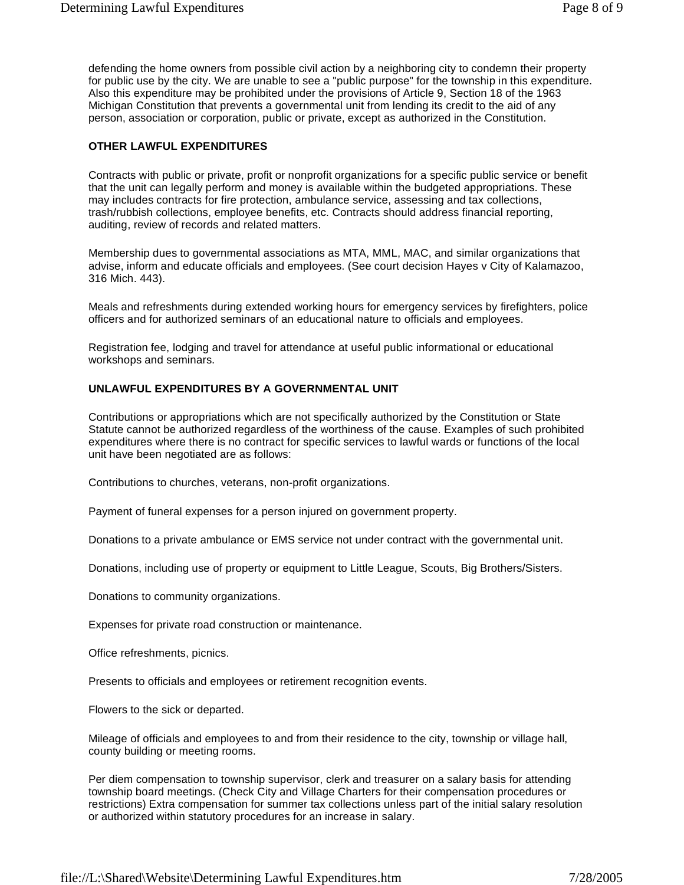defending the home owners from possible civil action by a neighboring city to condemn their property for public use by the city. We are unable to see a "public purpose" for the township in this expenditure. Also this expenditure may be prohibited under the provisions of Article 9, Section 18 of the 1963 Michigan Constitution that prevents a governmental unit from lending its credit to the aid of any person, association or corporation, public or private, except as authorized in the Constitution.

**OTHER LAWFUL EXPENDITURES**

Contracts with public or private, profit or nonprofit organizations for a specific public service or benefit that the unit can legally perform and money is available within the budgeted appropriations. These may includes contracts for fire protection, ambulance service, assessing and tax collections, trash/rubbish collections, employee benefits, etc. Contracts should address financial reporting, auditing, review of records and related matters.

Membership dues to governmental associations as MTA, MML, MAC, and similar organizations that advise, inform and educate officials and employees. (See court decision Hayes v City of Kalamazoo, 316 Mich. 443).

Meals and refreshments during extended working hours for emergency services by firefighters, police officers and for authorized seminars of an educational nature to officials and employees.

Registration fee, lodging and travel for attendance at useful public informational or educational workshops and seminars.

**UNLAWFUL EXPENDITURES BY A GOVERNMENTAL UNIT**

Contributions or appropriations which are not specifically authorized by the Constitution or State Statute cannot be authorized regardless of the worthiness of the cause. Examples of such prohibited expenditures where there is no contract for specific services to lawful wards or functions of the local unit have been negotiated are as follows:

Contributions to churches, veterans, non-profit organizations.

Payment of funeral expenses for a person injured on government property.

Donations to a private ambulance or EMS service not under contract with the governmental unit.

Donations, including use of property or equipment to Little League, Scouts, Big Brothers/Sisters.

Donations to community organizations.

Expenses for private road construction or maintenance.

Office refreshments, picnics.

Presents to officials and employees or retirement recognition events.

Flowers to the sick or departed.

Mileage of officials and employees to and from their residence to the city, township or village hall, county building or meeting rooms.

Per diem compensation to township supervisor, clerk and treasurer on a salary basis for attending township board meetings. (Check City and Village Charters for their compensation procedures or restrictions) Extra compensation for summer tax collections unless part of the initial salary resolution or authorized within statutory procedures for an increase in salary.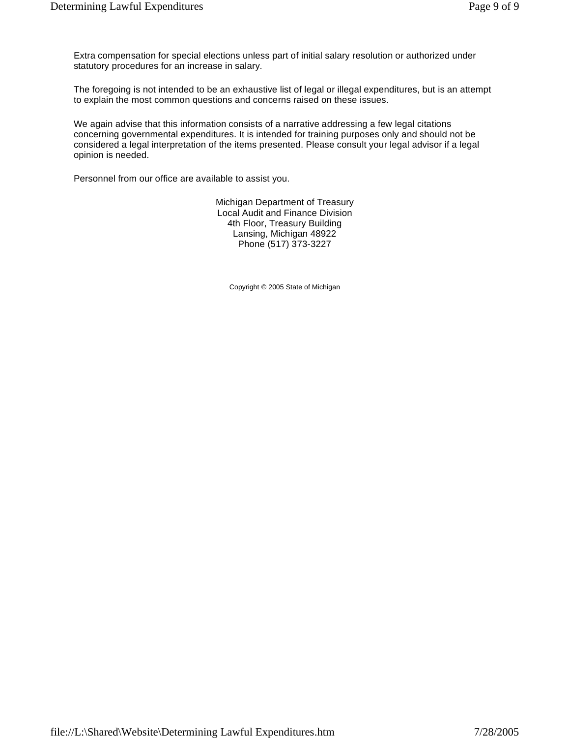Extra compensation for special elections unless part of initial salary resolution or authorized under statutory procedures for an increase in salary.

The foregoing is not intended to be an exhaustive list of legal or illegal expenditures, but is an attempt to explain the most common questions and concerns raised on these issues.

We again advise that this information consists of a narrative addressing a few legal citations concerning governmental expenditures. It is intended for training purposes only and should not be considered a legal interpretation of the items presented. Please consult your legal advisor if a legal opinion is needed.

Personnel from our office are available to assist you.

Michigan Department of Treasury
Local Audit and Finance Division
4th Floor, Treasury Building
Lansing, Michigan 48922
Phone (517) 373-3227

Copyright © 2005 State of Michigan